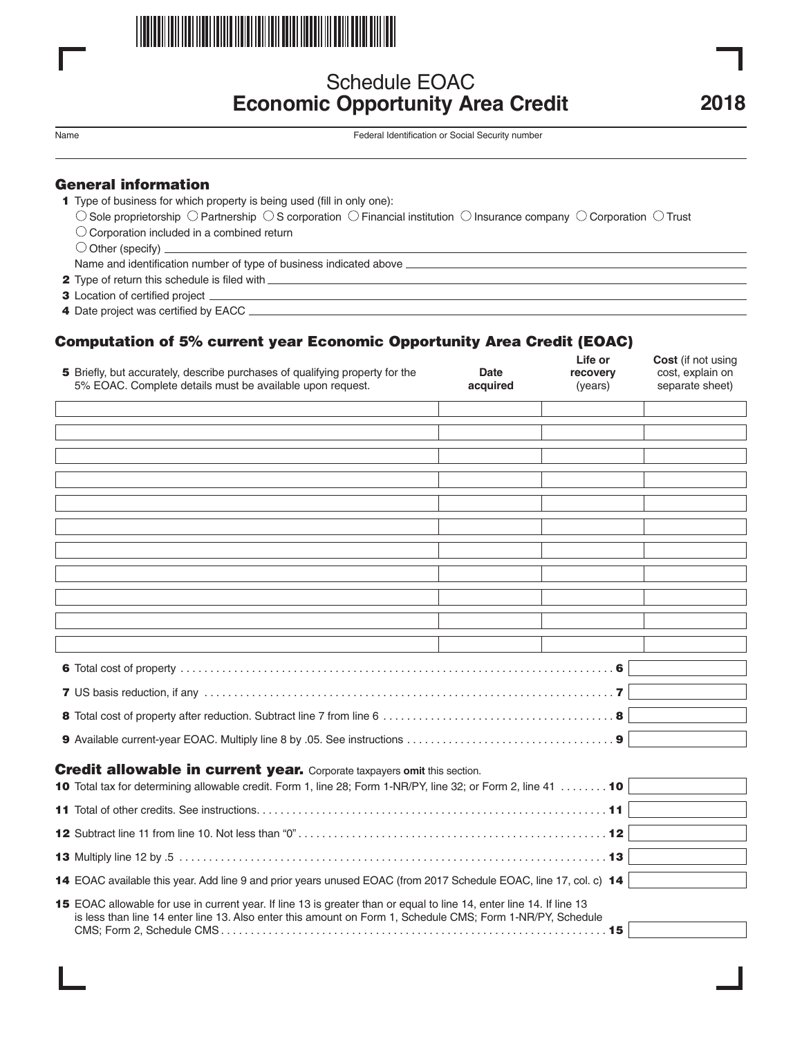# Schedule EOAC
## Economic Opportunity Area Credit

**2018**

Name

Federal Identification or Social Security number

### General information

**1** Type of business for which property is being used (fill in only one):

○ Sole proprietorship ○ Partnership ○ S corporation ○ Financial institution ○ Insurance company ○ Corporation ○ Trust

○ Corporation included in a combined return

○ Other (specify)

Name and identification number of type of business indicated above

**2** Type of return this schedule is filed with

**3** Location of certified project

**4** Date project was certified by EACC

### Computation of 5% current year Economic Opportunity Area Credit (EOAC)

| **5** Briefly, but accurately, describe purchases of qualifying property for the 5% EOAC. Complete details must be available upon request. | **Date acquired** | **Life or recovery** (years) | **Cost** (if not using cost, explain on separate sheet) |
|---|---|---|---|
| | | | |
| | | | |
| | | | |
| | | | |
| | | | |
| | | | |
| | | | |
| | | | |
| | | | |
| | | | |
| | | | |

**6** Total cost of property . . . . . . . . . . **6**

**7** US basis reduction, if any . . . . . . . . . . **7**

**8** Total cost of property after reduction. Subtract line 7 from line 6 . . . . . . . . . . **8**

**9** Available current-year EOAC. Multiply line 8 by .05. See instructions . . . . . . . . . . **9**

### Credit allowable in current year. Corporate taxpayers **omit** this section.

**10** Total tax for determining allowable credit. Form 1, line 28; Form 1-NR/PY, line 32; or Form 2, line 41 . . . . . . . . **10**

**11** Total of other credits. See instructions. . . . . . . . . . **11**

**12** Subtract line 11 from line 10. Not less than "0" . . . . . . . . . . **12**

**13** Multiply line 12 by .5 . . . . . . . . . . **13**

**14** EOAC available this year. Add line 9 and prior years unused EOAC (from 2017 Schedule EOAC, line 17, col. c) **14**

**15** EOAC allowable for use in current year. If line 13 is greater than or equal to line 14, enter line 14. If line 13 is less than line 14 enter line 13. Also enter this amount on Form 1, Schedule CMS; Form 1-NR/PY, Schedule CMS; Form 2, Schedule CMS . . . . . . . . . . **15**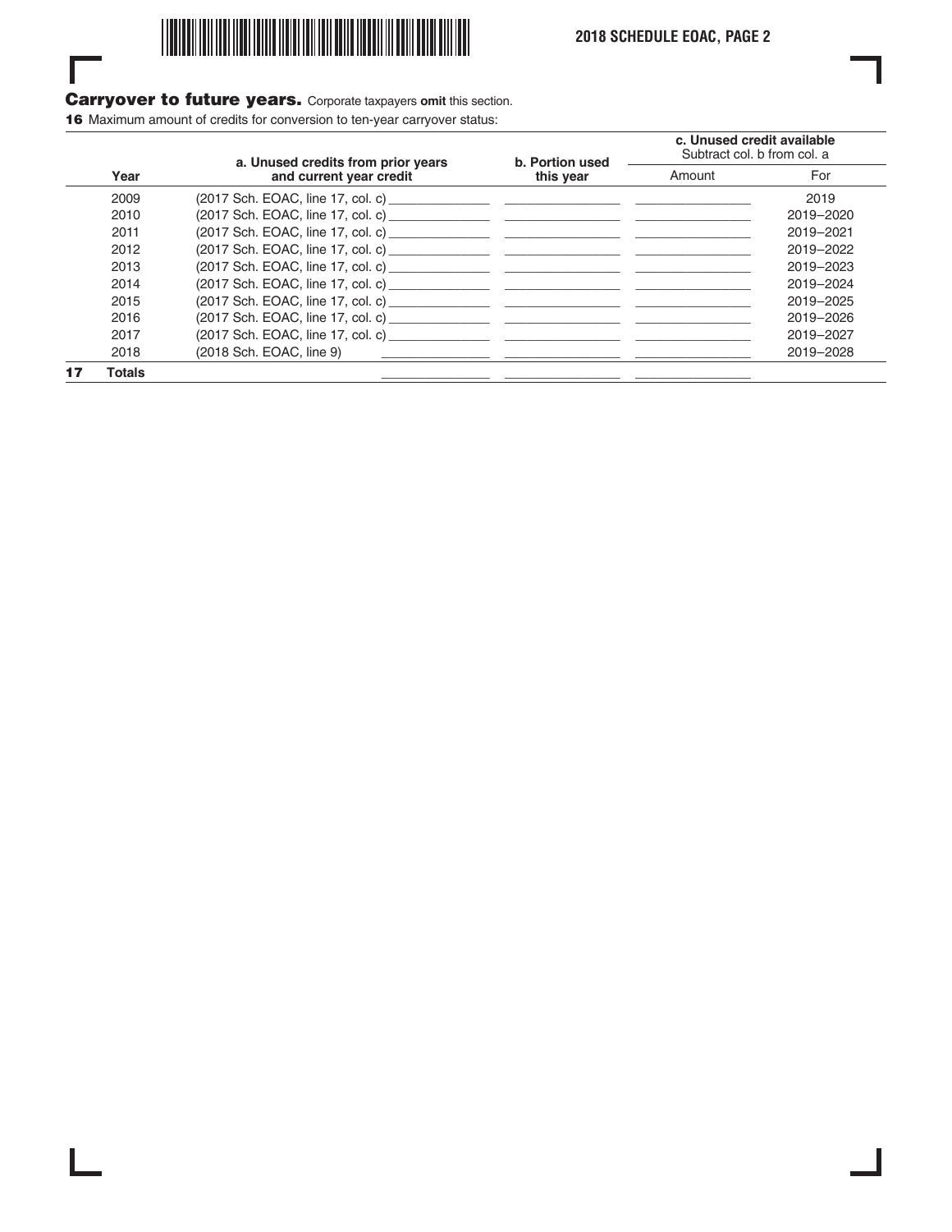## Carryover to future years. Corporate taxpayers **omit** this section.

**16** Maximum amount of credits for conversion to ten-year carryover status:

| | Year | a. Unused credits from prior years and current year credit | b. Portion used this year | c. Unused credit available Subtract col. b from col. a | |
|---|---|---|---|---|---|
| | | | | Amount | For |
| | 2009 | (2017 Sch. EOAC, line 17, col. c) ______ | ______ | ______ | 2019 |
| | 2010 | (2017 Sch. EOAC, line 17, col. c) ______ | ______ | ______ | 2019–2020 |
| | 2011 | (2017 Sch. EOAC, line 17, col. c) ______ | ______ | ______ | 2019–2021 |
| | 2012 | (2017 Sch. EOAC, line 17, col. c) ______ | ______ | ______ | 2019–2022 |
| | 2013 | (2017 Sch. EOAC, line 17, col. c) ______ | ______ | ______ | 2019–2023 |
| | 2014 | (2017 Sch. EOAC, line 17, col. c) ______ | ______ | ______ | 2019–2024 |
| | 2015 | (2017 Sch. EOAC, line 17, col. c) ______ | ______ | ______ | 2019–2025 |
| | 2016 | (2017 Sch. EOAC, line 17, col. c) ______ | ______ | ______ | 2019–2026 |
| | 2017 | (2017 Sch. EOAC, line 17, col. c) ______ | ______ | ______ | 2019–2027 |
| | 2018 | (2018 Sch. EOAC, line 9) ______ | ______ | ______ | 2019–2028 |
| **17** | **Totals** | ______ | ______ | ______ | |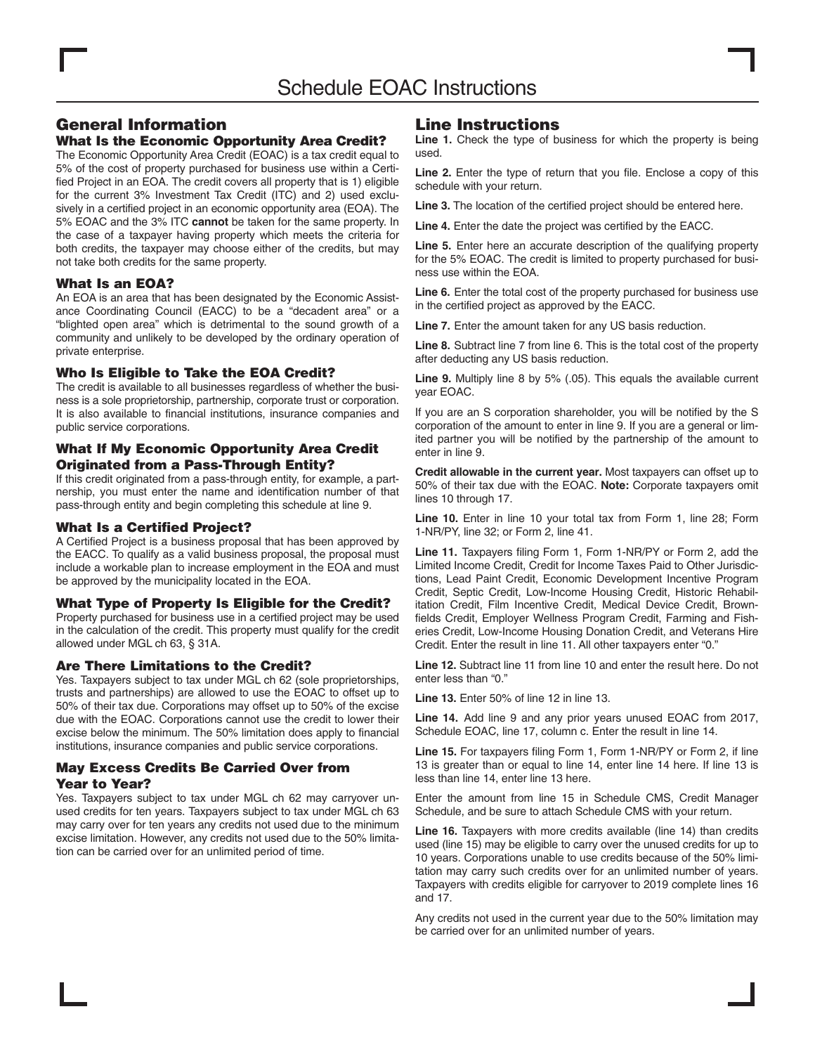# Schedule EOAC Instructions

## General Information

### What Is the Economic Opportunity Area Credit?

The Economic Opportunity Area Credit (EOAC) is a tax credit equal to 5% of the cost of property purchased for business use within a Certified Project in an EOA. The credit covers all property that is 1) eligible for the current 3% Investment Tax Credit (ITC) and 2) used exclusively in a certified project in an economic opportunity area (EOA). The 5% EOAC and the 3% ITC **cannot** be taken for the same property. In the case of a taxpayer having property which meets the criteria for both credits, the taxpayer may choose either of the credits, but may not take both credits for the same property.

### What Is an EOA?

An EOA is an area that has been designated by the Economic Assistance Coordinating Council (EACC) to be a "decadent area" or a "blighted open area" which is detrimental to the sound growth of a community and unlikely to be developed by the ordinary operation of private enterprise.

### Who Is Eligible to Take the EOA Credit?

The credit is available to all businesses regardless of whether the business is a sole proprietorship, partnership, corporate trust or corporation. It is also available to financial institutions, insurance companies and public service corporations.

### What If My Economic Opportunity Area Credit Originated from a Pass-Through Entity?

If this credit originated from a pass-through entity, for example, a partnership, you must enter the name and identification number of that pass-through entity and begin completing this schedule at line 9.

### What Is a Certified Project?

A Certified Project is a business proposal that has been approved by the EACC. To qualify as a valid business proposal, the proposal must include a workable plan to increase employment in the EOA and must be approved by the municipality located in the EOA.

### What Type of Property Is Eligible for the Credit?

Property purchased for business use in a certified project may be used in the calculation of the credit. This property must qualify for the credit allowed under MGL ch 63, § 31A.

### Are There Limitations to the Credit?

Yes. Taxpayers subject to tax under MGL ch 62 (sole proprietorships, trusts and partnerships) are allowed to use the EOAC to offset up to 50% of their tax due. Corporations may offset up to 50% of the excise due with the EOAC. Corporations cannot use the credit to lower their excise below the minimum. The 50% limitation does apply to financial institutions, insurance companies and public service corporations.

### May Excess Credits Be Carried Over from Year to Year?

Yes. Taxpayers subject to tax under MGL ch 62 may carryover unused credits for ten years. Taxpayers subject to tax under MGL ch 63 may carry over for ten years any credits not used due to the minimum excise limitation. However, any credits not used due to the 50% limitation can be carried over for an unlimited period of time.

## Line Instructions

**Line 1.** Check the type of business for which the property is being used.

**Line 2.** Enter the type of return that you file. Enclose a copy of this schedule with your return.

**Line 3.** The location of the certified project should be entered here.

**Line 4.** Enter the date the project was certified by the EACC.

**Line 5.** Enter here an accurate description of the qualifying property for the 5% EOAC. The credit is limited to property purchased for business use within the EOA.

**Line 6.** Enter the total cost of the property purchased for business use in the certified project as approved by the EACC.

**Line 7.** Enter the amount taken for any US basis reduction.

**Line 8.** Subtract line 7 from line 6. This is the total cost of the property after deducting any US basis reduction.

**Line 9.** Multiply line 8 by 5% (.05). This equals the available current year EOAC.

If you are an S corporation shareholder, you will be notified by the S corporation of the amount to enter in line 9. If you are a general or limited partner you will be notified by the partnership of the amount to enter in line 9.

**Credit allowable in the current year.** Most taxpayers can offset up to 50% of their tax due with the EOAC. **Note:** Corporate taxpayers omit lines 10 through 17.

**Line 10.** Enter in line 10 your total tax from Form 1, line 28; Form 1-NR/PY, line 32; or Form 2, line 41.

**Line 11.** Taxpayers filing Form 1, Form 1-NR/PY or Form 2, add the Limited Income Credit, Credit for Income Taxes Paid to Other Jurisdictions, Lead Paint Credit, Economic Development Incentive Program Credit, Septic Credit, Low-Income Housing Credit, Historic Rehabilitation Credit, Film Incentive Credit, Medical Device Credit, Brownfields Credit, Employer Wellness Program Credit, Farming and Fisheries Credit, Low-Income Housing Donation Credit, and Veterans Hire Credit. Enter the result in line 11. All other taxpayers enter "0."

**Line 12.** Subtract line 11 from line 10 and enter the result here. Do not enter less than "0."

**Line 13.** Enter 50% of line 12 in line 13.

**Line 14.** Add line 9 and any prior years unused EOAC from 2017, Schedule EOAC, line 17, column c. Enter the result in line 14.

**Line 15.** For taxpayers filing Form 1, Form 1-NR/PY or Form 2, if line 13 is greater than or equal to line 14, enter line 14 here. If line 13 is less than line 14, enter line 13 here.

Enter the amount from line 15 in Schedule CMS, Credit Manager Schedule, and be sure to attach Schedule CMS with your return.

**Line 16.** Taxpayers with more credits available (line 14) than credits used (line 15) may be eligible to carry over the unused credits for up to 10 years. Corporations unable to use credits because of the 50% limitation may carry such credits over for an unlimited number of years. Taxpayers with credits eligible for carryover to 2019 complete lines 16 and 17.

Any credits not used in the current year due to the 50% limitation may be carried over for an unlimited number of years.